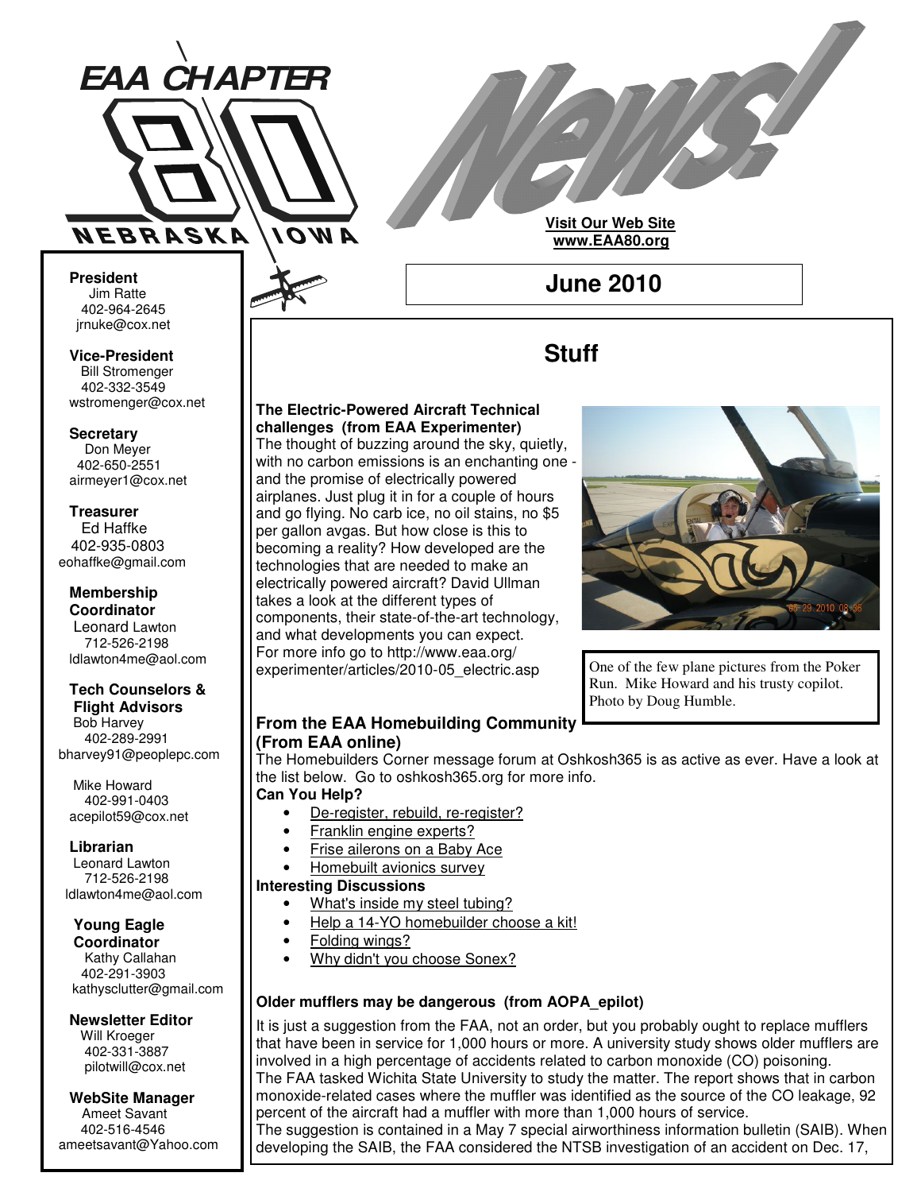# EAA CHAPTER 80 NEBRASKA IOWA News!

**Visit Our Web Site**
**www.EAA80.org**

## June 2010

**President**
Jim Ratte
402-964-2645
jrnuke@cox.net

**Vice-President**
Bill Stromenger
402-332-3549
wstromenger@cox.net

**Secretary**
Don Meyer
402-650-2551
airmeyer1@cox.net

**Treasurer**
Ed Haffke
402-935-0803
eohaffke@gmail.com

**Membership Coordinator**
Leonard Lawton
712-526-2198
ldlawton4me@aol.com

**Tech Counselors & Flight Advisors**
Bob Harvey
402-289-2991
bharvey91@peoplepc.com

Mike Howard
402-991-0403
acepilot59@cox.net

**Librarian**
Leonard Lawton
712-526-2198
ldlawton4me@aol.com

**Young Eagle Coordinator**
Kathy Callahan
402-291-3903
kathysclutter@gmail.com

**Newsletter Editor**
Will Kroeger
402-331-3887
pilotwill@cox.net

**WebSite Manager**
Ameet Savant
402-516-4546
ameetsavant@Yahoo.com

# Stuff

**The Electric-Powered Aircraft Technical challenges (from EAA Experimenter)**
The thought of buzzing around the sky, quietly, with no carbon emissions is an enchanting one - and the promise of electrically powered airplanes. Just plug it in for a couple of hours and go flying. No carb ice, no oil stains, no $5 per gallon avgas. But how close is this to becoming a reality? How developed are the technologies that are needed to make an electrically powered aircraft? David Ullman takes a look at the different types of components, their state-of-the-art technology, and what developments you can expect.
For more info go to http://www.eaa.org/experimenter/articles/2010-05_electric.asp

One of the few plane pictures from the Poker Run. Mike Howard and his trusty copilot. Photo by Doug Humble.

### From the EAA Homebuilding Community (From EAA online)

The Homebuilders Corner message forum at Oshkosh365 is as active as ever. Have a look at the list below. Go to oshkosh365.org for more info.

**Can You Help?**

- De-register, rebuild, re-register?
- Franklin engine experts?
- Frise ailerons on a Baby Ace
- Homebuilt avionics survey

**Interesting Discussions**

- What's inside my steel tubing?
- Help a 14-YO homebuilder choose a kit!
- Folding wings?
- Why didn't you choose Sonex?

**Older mufflers may be dangerous (from AOPA_epilot)**

It is just a suggestion from the FAA, not an order, but you probably ought to replace mufflers that have been in service for 1,000 hours or more. A university study shows older mufflers are involved in a high percentage of accidents related to carbon monoxide (CO) poisoning.
The FAA tasked Wichita State University to study the matter. The report shows that in carbon monoxide-related cases where the muffler was identified as the source of the CO leakage, 92 percent of the aircraft had a muffler with more than 1,000 hours of service.
The suggestion is contained in a May 7 special airworthiness information bulletin (SAIB). When developing the SAIB, the FAA considered the NTSB investigation of an accident on Dec. 17,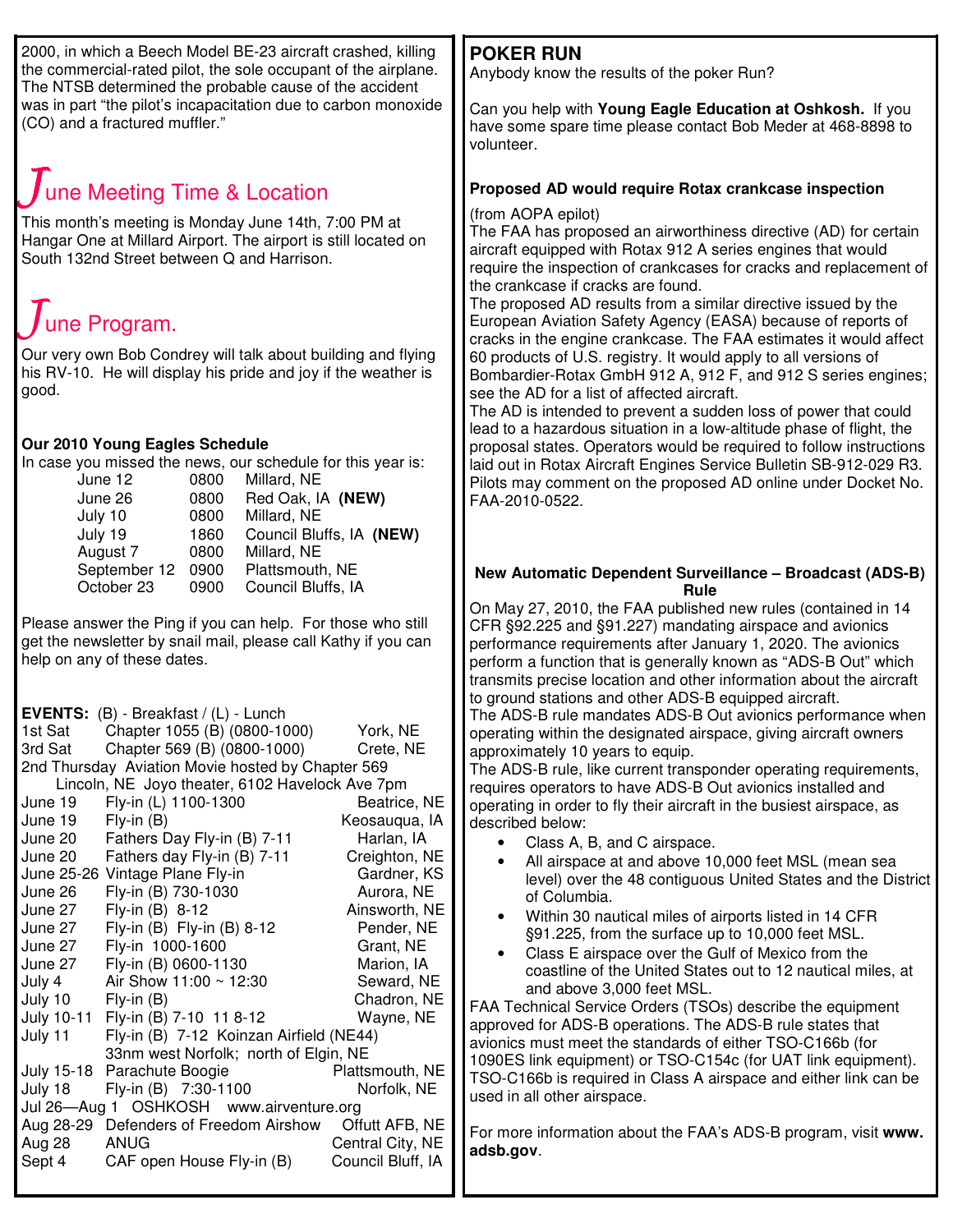2000, in which a Beech Model BE-23 aircraft crashed, killing the commercial-rated pilot, the sole occupant of the airplane. The NTSB determined the probable cause of the accident was in part "the pilot's incapacitation due to carbon monoxide (CO) and a fractured muffler."

## June Meeting Time & Location

This month's meeting is Monday June 14th, 7:00 PM at Hangar One at Millard Airport. The airport is still located on South 132nd Street between Q and Harrison.

## June Program.

Our very own Bob Condrey will talk about building and flying his RV-10. He will display his pride and joy if the weather is good.

### Our 2010 Young Eagles Schedule

In case you missed the news, our schedule for this year is:

| Date | Time | Location |
|---|---|---|
| June 12 | 0800 | Millard, NE |
| June 26 | 0800 | Red Oak, IA **(NEW)** |
| July 10 | 0800 | Millard, NE |
| July 19 | 1860 | Council Bluffs, IA **(NEW)** |
| August 7 | 0800 | Millard, NE |
| September 12 | 0900 | Plattsmouth, NE |
| October 23 | 0900 | Council Bluffs, IA |

Please answer the Ping if you can help. For those who still get the newsletter by snail mail, please call Kathy if you can help on any of these dates.

**EVENTS:** (B) - Breakfast / (L) - Lunch

| Date | Event | Location |
|---|---|---|
| 1st Sat | Chapter 1055 (B) (0800-1000) | York, NE |
| 3rd Sat | Chapter 569 (B) (0800-1000) | Crete, NE |
| 2nd Thursday | Aviation Movie hosted by Chapter 569 Lincoln, NE Joyo theater, 6102 Havelock Ave 7pm | |
| June 19 | Fly-in (L) 1100-1300 | Beatrice, NE |
| June 19 | Fly-in (B) | Keosauqua, IA |
| June 20 | Fathers Day Fly-in (B) 7-11 | Harlan, IA |
| June 20 | Fathers day Fly-in (B) 7-11 | Creighton, NE |
| June 25-26 | Vintage Plane Fly-in | Gardner, KS |
| June 26 | Fly-in (B) 730-1030 | Aurora, NE |
| June 27 | Fly-in (B) 8-12 | Ainsworth, NE |
| June 27 | Fly-in (B) Fly-in (B) 8-12 | Pender, NE |
| June 27 | Fly-in 1000-1600 | Grant, NE |
| June 27 | Fly-in (B) 0600-1130 | Marion, IA |
| July 4 | Air Show 11:00 ~ 12:30 | Seward, NE |
| July 10 | Fly-in (B) | Chadron, NE |
| July 10-11 | Fly-in (B) 7-10 11 8-12 | Wayne, NE |
| July 11 | Fly-in (B) 7-12 Koinzan Airfield (NE44) 33nm west Norfolk; north of Elgin, NE | |
| July 15-18 | Parachute Boogie | Plattsmouth, NE |
| July 18 | Fly-in (B) 7:30-1100 | Norfolk, NE |
| Jul 26—Aug 1 | OSHKOSH www.airventure.org | |
| Aug 28-29 | Defenders of Freedom Airshow | Offutt AFB, NE |
| Aug 28 | ANUG | Central City, NE |
| Sept 4 | CAF open House Fly-in (B) | Council Bluff, IA |

## POKER RUN

Anybody know the results of the poker Run?

Can you help with **Young Eagle Education at Oshkosh.** If you have some spare time please contact Bob Meder at 468-8898 to volunteer.

### Proposed AD would require Rotax crankcase inspection

(from AOPA epilot)

The FAA has proposed an airworthiness directive (AD) for certain aircraft equipped with Rotax 912 A series engines that would require the inspection of crankcases for cracks and replacement of the crankcase if cracks are found.

The proposed AD results from a similar directive issued by the European Aviation Safety Agency (EASA) because of reports of cracks in the engine crankcase. The FAA estimates it would affect 60 products of U.S. registry. It would apply to all versions of Bombardier-Rotax GmbH 912 A, 912 F, and 912 S series engines; see the AD for a list of affected aircraft.

The AD is intended to prevent a sudden loss of power that could lead to a hazardous situation in a low-altitude phase of flight, the proposal states. Operators would be required to follow instructions laid out in Rotax Aircraft Engines Service Bulletin SB-912-029 R3. Pilots may comment on the proposed AD online under Docket No. FAA-2010-0522.

### New Automatic Dependent Surveillance – Broadcast (ADS-B) Rule

On May 27, 2010, the FAA published new rules (contained in 14 CFR §92.225 and §91.227) mandating airspace and avionics performance requirements after January 1, 2020. The avionics perform a function that is generally known as "ADS-B Out" which transmits precise location and other information about the aircraft to ground stations and other ADS-B equipped aircraft.

The ADS-B rule mandates ADS-B Out avionics performance when operating within the designated airspace, giving aircraft owners approximately 10 years to equip.

The ADS-B rule, like current transponder operating requirements, requires operators to have ADS-B Out avionics installed and operating in order to fly their aircraft in the busiest airspace, as described below:

- Class A, B, and C airspace.
- All airspace at and above 10,000 feet MSL (mean sea level) over the 48 contiguous United States and the District of Columbia.
- Within 30 nautical miles of airports listed in 14 CFR §91.225, from the surface up to 10,000 feet MSL.
- Class E airspace over the Gulf of Mexico from the coastline of the United States out to 12 nautical miles, at and above 3,000 feet MSL.

FAA Technical Service Orders (TSOs) describe the equipment approved for ADS-B operations. The ADS-B rule states that avionics must meet the standards of either TSO-C166b (for 1090ES link equipment) or TSO-C154c (for UAT link equipment). TSO-C166b is required in Class A airspace and either link can be used in all other airspace.

For more information about the FAA's ADS-B program, visit **www.adsb.gov**.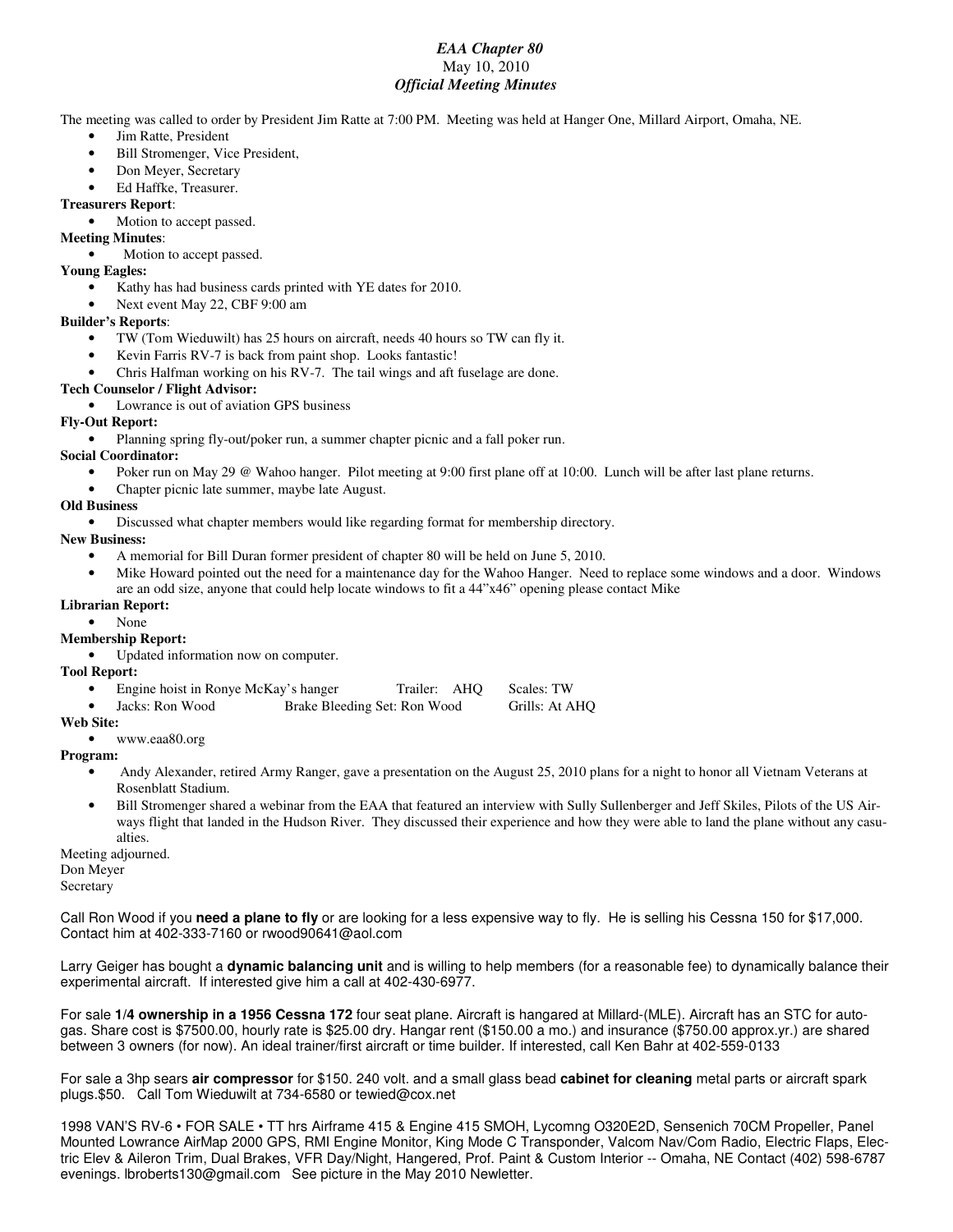# *EAA Chapter 80*
May 10, 2010
***Official Meeting Minutes***

The meeting was called to order by President Jim Ratte at 7:00 PM. Meeting was held at Hanger One, Millard Airport, Omaha, NE.

- Jim Ratte, President
- Bill Stromenger, Vice President,
- Don Meyer, Secretary
- Ed Haffke, Treasurer.

**Treasurers Report**:

- Motion to accept passed.

**Meeting Minutes**:

- Motion to accept passed.

**Young Eagles:**

- Kathy has had business cards printed with YE dates for 2010.
- Next event May 22, CBF 9:00 am

**Builder's Reports**:

- TW (Tom Wieduwilt) has 25 hours on aircraft, needs 40 hours so TW can fly it.
- Kevin Farris RV-7 is back from paint shop. Looks fantastic!
- Chris Halfman working on his RV-7. The tail wings and aft fuselage are done.

**Tech Counselor / Flight Advisor:**

- Lowrance is out of aviation GPS business

**Fly-Out Report:**

- Planning spring fly-out/poker run, a summer chapter picnic and a fall poker run.

**Social Coordinator:**

- Poker run on May 29 @ Wahoo hanger. Pilot meeting at 9:00 first plane off at 10:00. Lunch will be after last plane returns.
- Chapter picnic late summer, maybe late August.

**Old Business**

- Discussed what chapter members would like regarding format for membership directory.

**New Business:**

- A memorial for Bill Duran former president of chapter 80 will be held on June 5, 2010.
- Mike Howard pointed out the need for a maintenance day for the Wahoo Hanger. Need to replace some windows and a door. Windows are an odd size, anyone that could help locate windows to fit a 44"x46" opening please contact Mike

**Librarian Report:**

- None

**Membership Report:**

- Updated information now on computer.

**Tool Report:**

- Engine hoist in Ronye McKay's hanger Trailer: AHQ Scales: TW
- Jacks: Ron Wood Brake Bleeding Set: Ron Wood Grills: At AHQ

**Web Site:**

- www.eaa80.org

**Program:**

- Andy Alexander, retired Army Ranger, gave a presentation on the August 25, 2010 plans for a night to honor all Vietnam Veterans at Rosenblatt Stadium.
- Bill Stromenger shared a webinar from the EAA that featured an interview with Sully Sullenberger and Jeff Skiles, Pilots of the US Airways flight that landed in the Hudson River. They discussed their experience and how they were able to land the plane without any casualties.

Meeting adjourned.
Don Meyer
Secretary

Call Ron Wood if you **need a plane to fly** or are looking for a less expensive way to fly. He is selling his Cessna 150 for $17,000. Contact him at 402-333-7160 or rwood90641@aol.com

Larry Geiger has bought a **dynamic balancing unit** and is willing to help members (for a reasonable fee) to dynamically balance their experimental aircraft. If interested give him a call at 402-430-6977.

For sale **1/4 ownership in a 1956 Cessna 172** four seat plane. Aircraft is hangared at Millard-(MLE). Aircraft has an STC for autogas. Share cost is $7500.00, hourly rate is $25.00 dry. Hangar rent ($150.00 a mo.) and insurance ($750.00 approx.yr.) are shared between 3 owners (for now). An ideal trainer/first aircraft or time builder. If interested, call Ken Bahr at 402-559-0133

For sale a 3hp sears **air compressor** for $150. 240 volt. and a small glass bead **cabinet for cleaning** metal parts or aircraft spark plugs.$50. Call Tom Wieduwilt at 734-6580 or tewied@cox.net

1998 VAN'S RV-6 • FOR SALE • TT hrs Airframe 415 & Engine 415 SMOH, Lycomng O320E2D, Sensenich 70CM Propeller, Panel Mounted Lowrance AirMap 2000 GPS, RMI Engine Monitor, King Mode C Transponder, Valcom Nav/Com Radio, Electric Flaps, Electric Elev & Aileron Trim, Dual Brakes, VFR Day/Night, Hangered, Prof. Paint & Custom Interior -- Omaha, NE Contact (402) 598-6787 evenings. lbroberts130@gmail.com See picture in the May 2010 Newletter.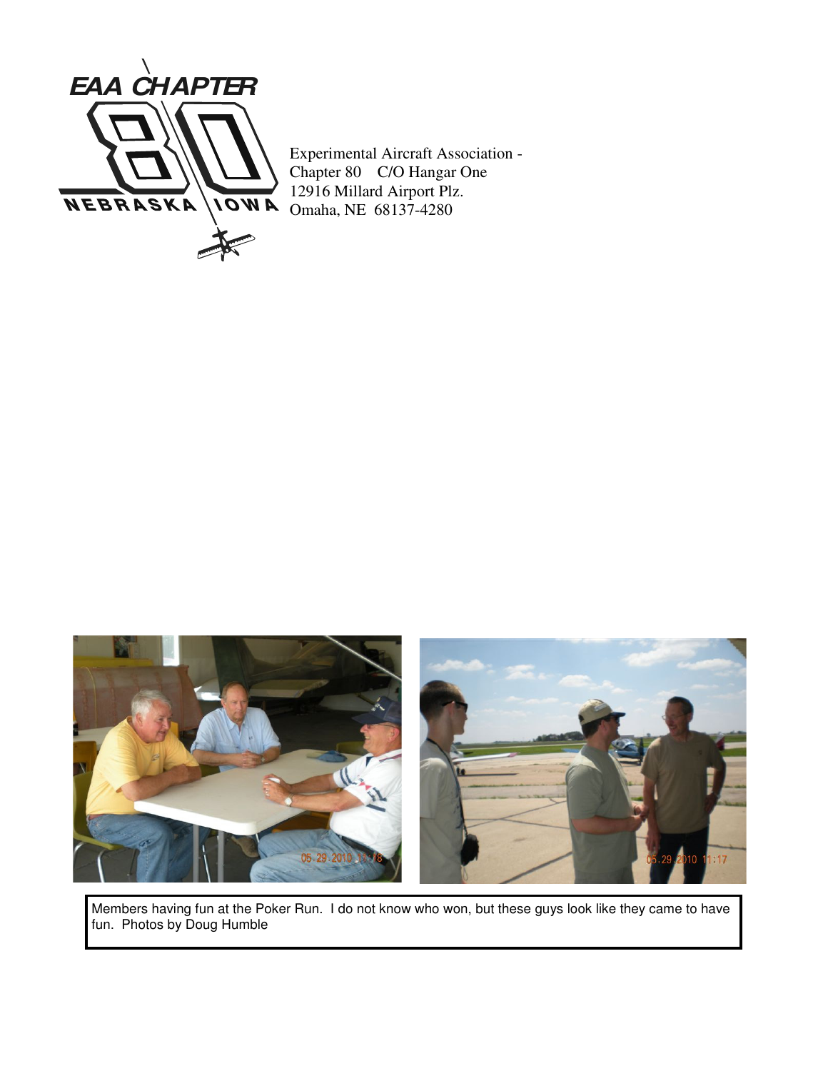Experimental Aircraft Association -
Chapter 80 C/O Hangar One
12916 Millard Airport Plz.
Omaha, NE 68137-4280

Members having fun at the Poker Run. I do not know who won, but these guys look like they came to have fun. Photos by Doug Humble